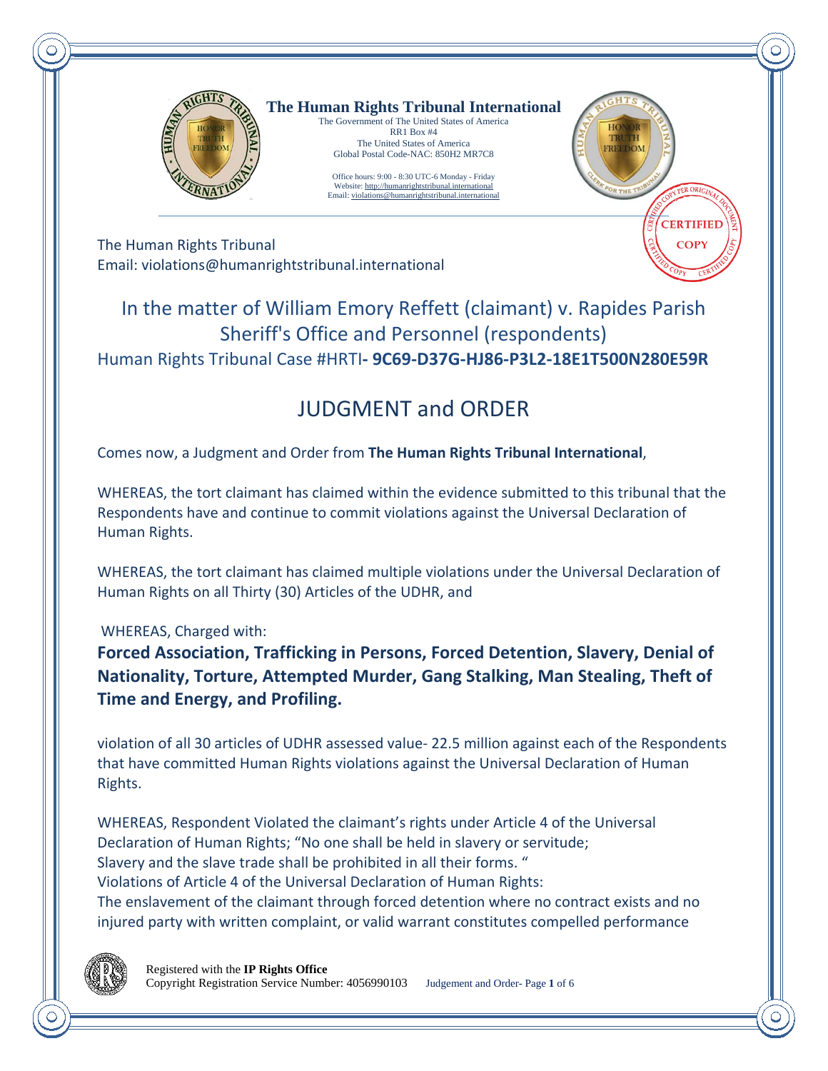**The Human Rights Tribunal International**

The Government of The United States of America
RR1 Box #4
The United States of America
Global Postal Code-NAC: 850H2 MR7C8

Office hours: 9:00 - 8:30 UTC-6 Monday - Friday
Website: http://humanrightstribunal.international
Email: violations@humanrightstribunal.international

CERTIFIED COPY

The Human Rights Tribunal
Email: violations@humanrightstribunal.international

## In the matter of William Emory Reffett (claimant) v. Rapides Parish Sheriff's Office and Personnel (respondents)

Human Rights Tribunal Case #HRTI**- 9C69-D37G-HJ86-P3L2-18E1T500N280E59R**

# JUDGMENT and ORDER

Comes now, a Judgment and Order from **The Human Rights Tribunal International**,

WHEREAS, the tort claimant has claimed within the evidence submitted to this tribunal that the Respondents have and continue to commit violations against the Universal Declaration of Human Rights.

WHEREAS, the tort claimant has claimed multiple violations under the Universal Declaration of Human Rights on all Thirty (30) Articles of the UDHR, and

WHEREAS, Charged with:

**Forced Association, Trafficking in Persons, Forced Detention, Slavery, Denial of Nationality, Torture, Attempted Murder, Gang Stalking, Man Stealing, Theft of Time and Energy, and Profiling.**

violation of all 30 articles of UDHR assessed value- 22.5 million against each of the Respondents that have committed Human Rights violations against the Universal Declaration of Human Rights.

WHEREAS, Respondent Violated the claimant's rights under Article 4 of the Universal Declaration of Human Rights; "No one shall be held in slavery or servitude; Slavery and the slave trade shall be prohibited in all their forms. "
Violations of Article 4 of the Universal Declaration of Human Rights:
The enslavement of the claimant through forced detention where no contract exists and no injured party with written complaint, or valid warrant constitutes compelled performance

Registered with the **IP Rights Office**
Copyright Registration Service Number: 4056990103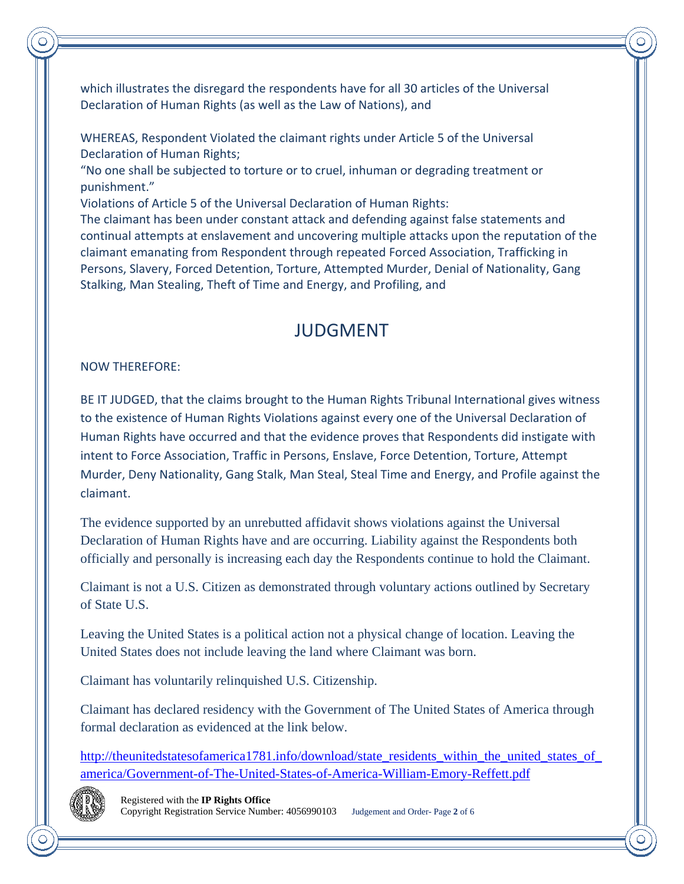which illustrates the disregard the respondents have for all 30 articles of the Universal Declaration of Human Rights (as well as the Law of Nations), and

WHEREAS, Respondent Violated the claimant rights under Article 5 of the Universal Declaration of Human Rights;
"No one shall be subjected to torture or to cruel, inhuman or degrading treatment or punishment."
Violations of Article 5 of the Universal Declaration of Human Rights:
The claimant has been under constant attack and defending against false statements and continual attempts at enslavement and uncovering multiple attacks upon the reputation of the claimant emanating from Respondent through repeated Forced Association, Trafficking in Persons, Slavery, Forced Detention, Torture, Attempted Murder, Denial of Nationality, Gang Stalking, Man Stealing, Theft of Time and Energy, and Profiling, and

# JUDGMENT

NOW THEREFORE:

BE IT JUDGED, that the claims brought to the Human Rights Tribunal International gives witness to the existence of Human Rights Violations against every one of the Universal Declaration of Human Rights have occurred and that the evidence proves that Respondents did instigate with intent to Force Association, Traffic in Persons, Enslave, Force Detention, Torture, Attempt Murder, Deny Nationality, Gang Stalk, Man Steal, Steal Time and Energy, and Profile against the claimant.

The evidence supported by an unrebutted affidavit shows violations against the Universal Declaration of Human Rights have and are occurring. Liability against the Respondents both officially and personally is increasing each day the Respondents continue to hold the Claimant.

Claimant is not a U.S. Citizen as demonstrated through voluntary actions outlined by Secretary of State U.S.

Leaving the United States is a political action not a physical change of location. Leaving the United States does not include leaving the land where Claimant was born.

Claimant has voluntarily relinquished U.S. Citizenship.

Claimant has declared residency with the Government of The United States of America through formal declaration as evidenced at the link below.

http://theunitedstatesofamerica1781.info/download/state_residents_within_the_united_states_of_america/Government-of-The-United-States-of-America-William-Emory-Reffett.pdf

Registered with the **IP Rights Office**
Copyright Registration Service Number: 4056990103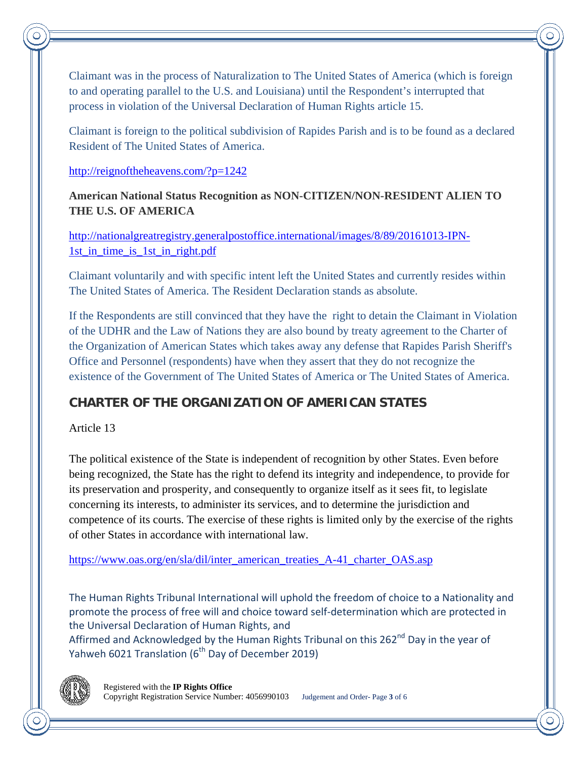Claimant was in the process of Naturalization to The United States of America (which is foreign to and operating parallel to the U.S. and Louisiana) until the Respondent's interrupted that process in violation of the Universal Declaration of Human Rights article 15.

Claimant is foreign to the political subdivision of Rapides Parish and is to be found as a declared Resident of The United States of America.

http://reignoftheheavens.com/?p=1242

**American National Status Recognition as NON-CITIZEN/NON-RESIDENT ALIEN TO THE U.S. OF AMERICA**

http://nationalgreatregistry.generalpostoffice.international/images/8/89/20161013-IPN-1st_in_time_is_1st_in_right.pdf

Claimant voluntarily and with specific intent left the United States and currently resides within The United States of America. The Resident Declaration stands as absolute.

If the Respondents are still convinced that they have the right to detain the Claimant in Violation of the UDHR and the Law of Nations they are also bound by treaty agreement to the Charter of the Organization of American States which takes away any defense that Rapides Parish Sheriff's Office and Personnel (respondents) have when they assert that they do not recognize the existence of the Government of The United States of America or The United States of America.

## CHARTER OF THE ORGANIZATION OF AMERICAN STATES

Article 13

The political existence of the State is independent of recognition by other States. Even before being recognized, the State has the right to defend its integrity and independence, to provide for its preservation and prosperity, and consequently to organize itself as it sees fit, to legislate concerning its interests, to administer its services, and to determine the jurisdiction and competence of its courts. The exercise of these rights is limited only by the exercise of the rights of other States in accordance with international law.

https://www.oas.org/en/sla/dil/inter_american_treaties_A-41_charter_OAS.asp

The Human Rights Tribunal International will uphold the freedom of choice to a Nationality and promote the process of free will and choice toward self-determination which are protected in the Universal Declaration of Human Rights, and
Affirmed and Acknowledged by the Human Rights Tribunal on this 262nd Day in the year of Yahweh 6021 Translation (6th Day of December 2019)

Registered with the **IP Rights Office**
Copyright Registration Service Number: 4056990103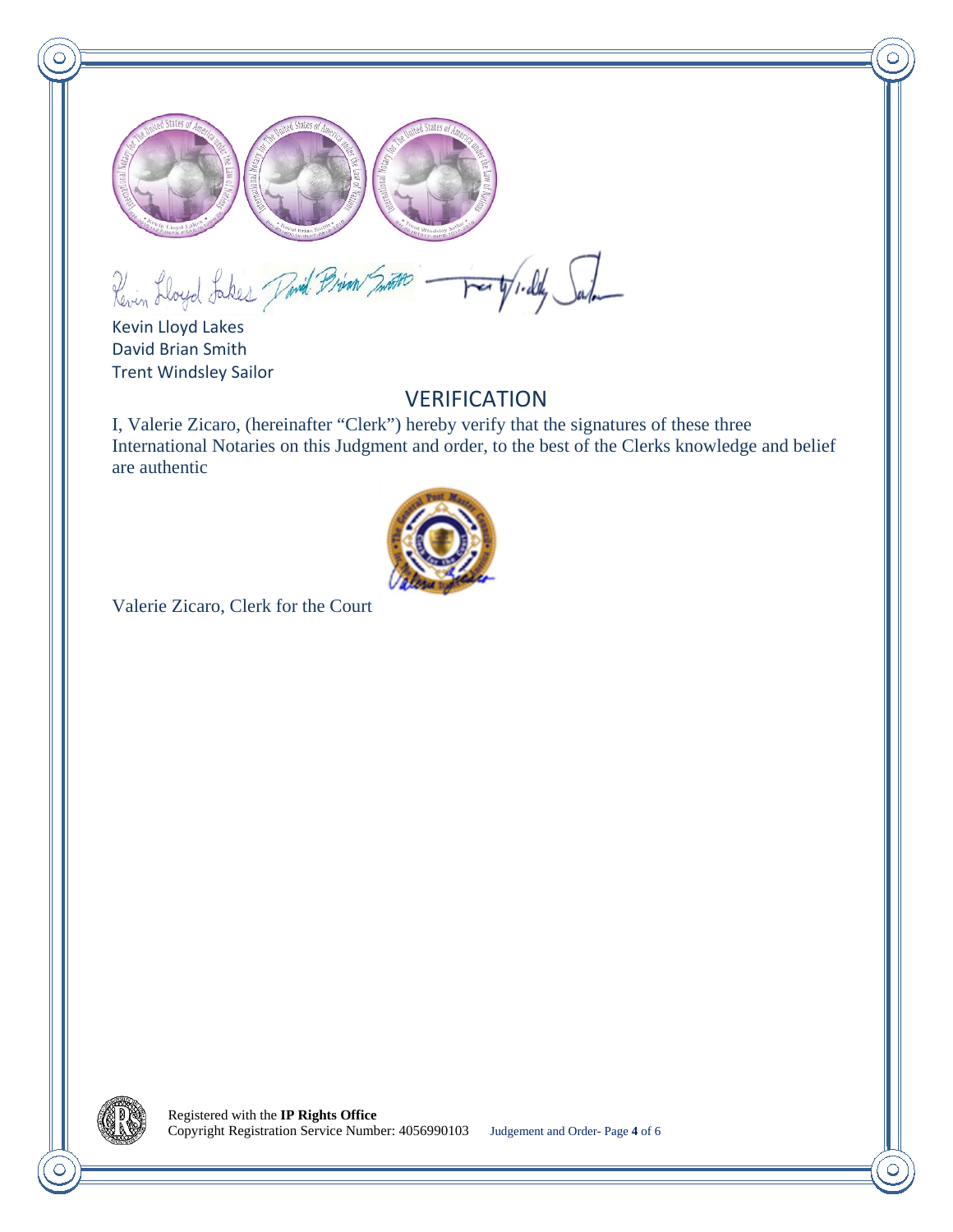Kevin Lloyd Lakes
David Brian Smith
Trent Windsley Sailor

## VERIFICATION

I, Valerie Zicaro, (hereinafter "Clerk") hereby verify that the signatures of these three International Notaries on this Judgment and order, to the best of the Clerks knowledge and belief are authentic

Valerie Zicaro, Clerk for the Court

Registered with the **IP Rights Office**
Copyright Registration Service Number: 4056990103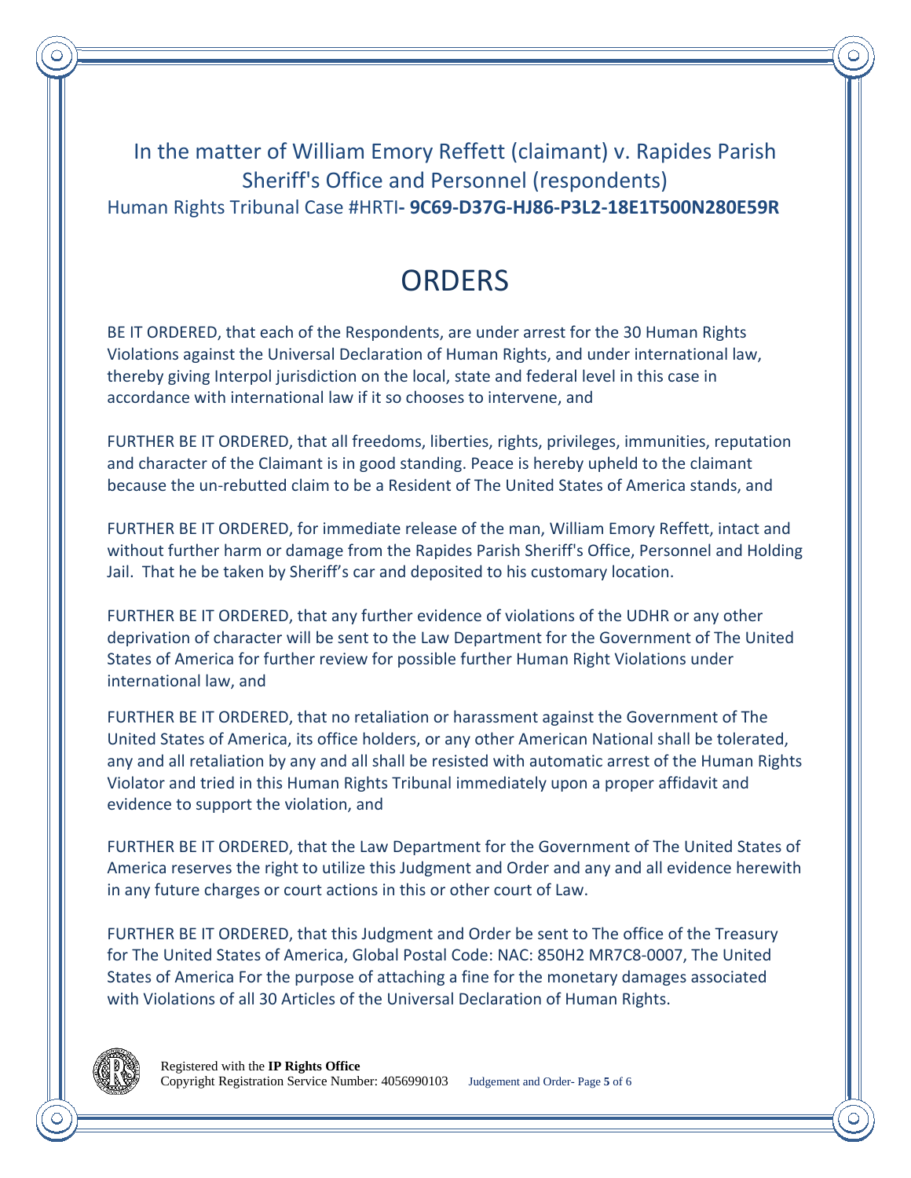In the matter of William Emory Reffett (claimant) v. Rapides Parish Sheriff's Office and Personnel (respondents)
Human Rights Tribunal Case #HRTI**- 9C69-D37G-HJ86-P3L2-18E1T500N280E59R**

# ORDERS

BE IT ORDERED, that each of the Respondents, are under arrest for the 30 Human Rights Violations against the Universal Declaration of Human Rights, and under international law, thereby giving Interpol jurisdiction on the local, state and federal level in this case in accordance with international law if it so chooses to intervene, and

FURTHER BE IT ORDERED, that all freedoms, liberties, rights, privileges, immunities, reputation and character of the Claimant is in good standing. Peace is hereby upheld to the claimant because the un-rebutted claim to be a Resident of The United States of America stands, and

FURTHER BE IT ORDERED, for immediate release of the man, William Emory Reffett, intact and without further harm or damage from the Rapides Parish Sheriff's Office, Personnel and Holding Jail. That he be taken by Sheriff's car and deposited to his customary location.

FURTHER BE IT ORDERED, that any further evidence of violations of the UDHR or any other deprivation of character will be sent to the Law Department for the Government of The United States of America for further review for possible further Human Right Violations under international law, and

FURTHER BE IT ORDERED, that no retaliation or harassment against the Government of The United States of America, its office holders, or any other American National shall be tolerated, any and all retaliation by any and all shall be resisted with automatic arrest of the Human Rights Violator and tried in this Human Rights Tribunal immediately upon a proper affidavit and evidence to support the violation, and

FURTHER BE IT ORDERED, that the Law Department for the Government of The United States of America reserves the right to utilize this Judgment and Order and any and all evidence herewith in any future charges or court actions in this or other court of Law.

FURTHER BE IT ORDERED, that this Judgment and Order be sent to The office of the Treasury for The United States of America, Global Postal Code: NAC: 850H2 MR7C8-0007, The United States of America For the purpose of attaching a fine for the monetary damages associated with Violations of all 30 Articles of the Universal Declaration of Human Rights.

Registered with the **IP Rights Office**
Copyright Registration Service Number: 4056990103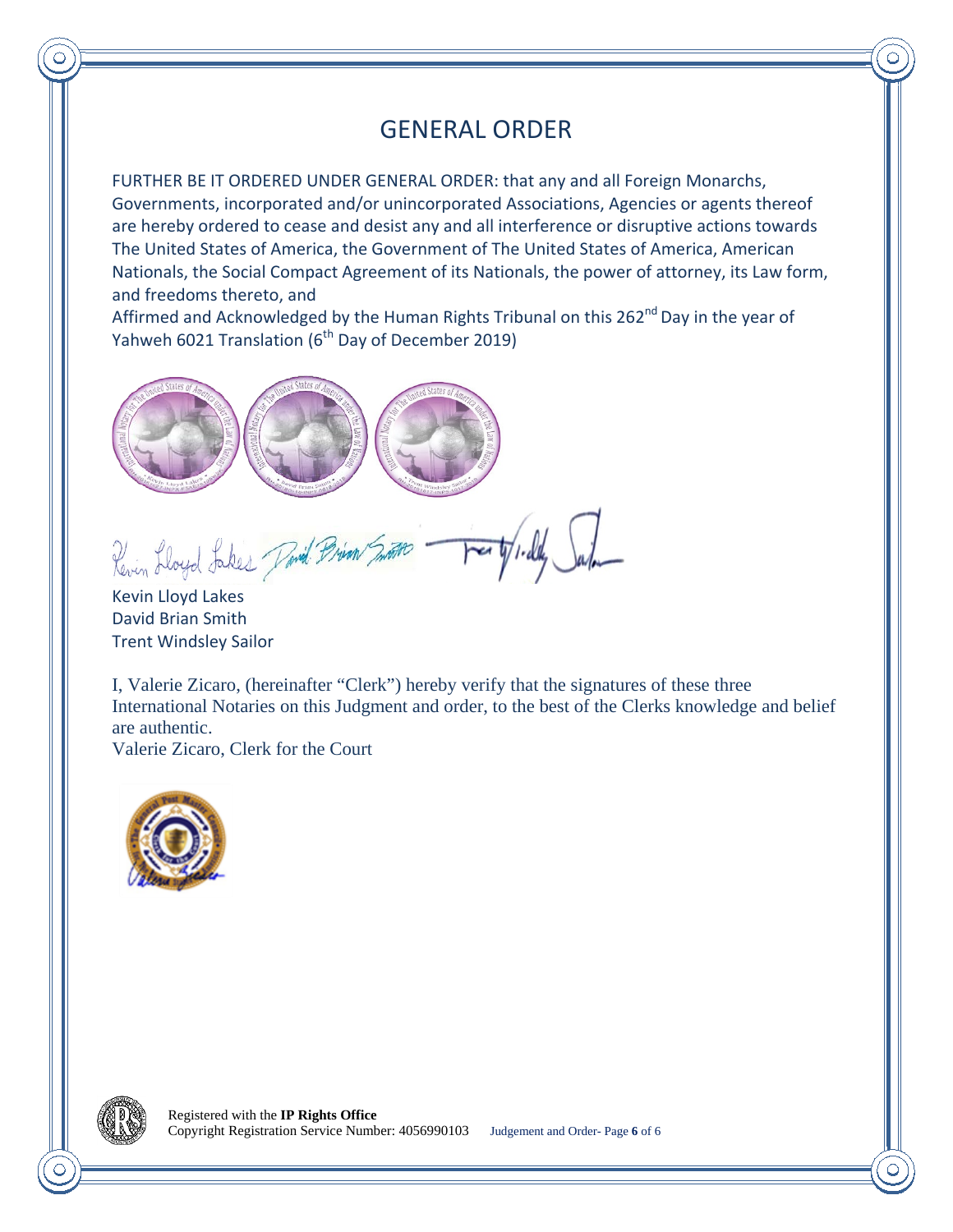# GENERAL ORDER

FURTHER BE IT ORDERED UNDER GENERAL ORDER: that any and all Foreign Monarchs, Governments, incorporated and/or unincorporated Associations, Agencies or agents thereof are hereby ordered to cease and desist any and all interference or disruptive actions towards The United States of America, the Government of The United States of America, American Nationals, the Social Compact Agreement of its Nationals, the power of attorney, its Law form, and freedoms thereto, and

Affirmed and Acknowledged by the Human Rights Tribunal on this 262nd Day in the year of Yahweh 6021 Translation (6th Day of December 2019)

Kevin Lloyd Lakes
David Brian Smith
Trent Windsley Sailor

I, Valerie Zicaro, (hereinafter "Clerk") hereby verify that the signatures of these three International Notaries on this Judgment and order, to the best of the Clerks knowledge and belief are authentic.

Valerie Zicaro, Clerk for the Court

Registered with the **IP Rights Office**
Copyright Registration Service Number: 4056990103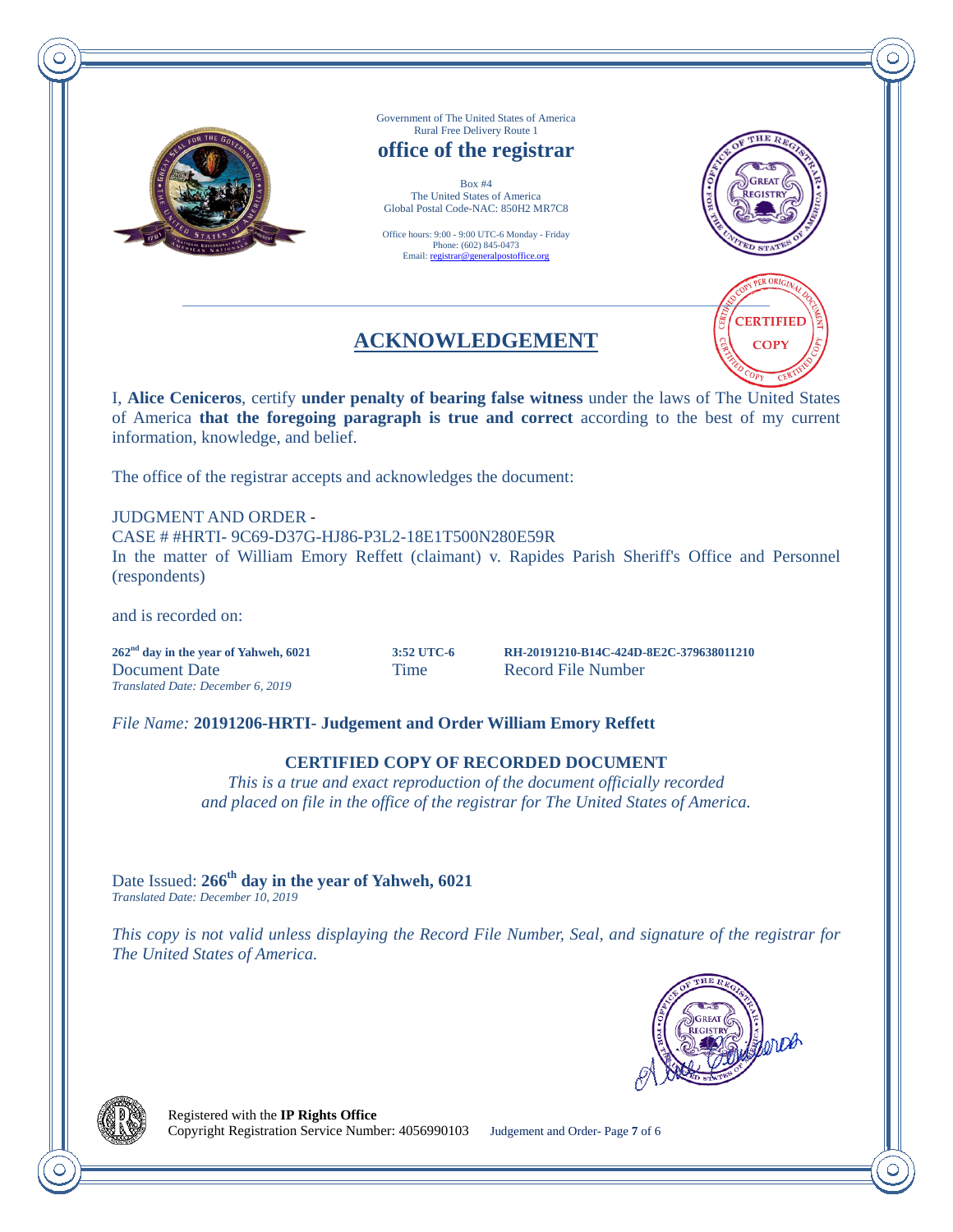Government of The United States of America
Rural Free Delivery Route 1

**office of the registrar**

Box #4
The United States of America
Global Postal Code-NAC: 850H2 MR7C8

Office hours: 9:00 - 9:00 UTC-6 Monday - Friday
Phone: (602) 845-0473
Email: registrar@generalpostoffice.org

# ACKNOWLEDGEMENT

I, **Alice Ceniceros**, certify **under penalty of bearing false witness** under the laws of The United States of America **that the foregoing paragraph is true and correct** according to the best of my current information, knowledge, and belief.

The office of the registrar accepts and acknowledges the document:

JUDGMENT AND ORDER -
CASE # #HRTI- 9C69-D37G-HJ86-P3L2-18E1T500N280E59R
In the matter of William Emory Reffett (claimant) v. Rapides Parish Sheriff's Office and Personnel (respondents)

and is recorded on:

| | | |
|---|---|---|
| **262nd day in the year of Yahweh, 6021** | **3:52 UTC-6** | **RH-20191210-B14C-424D-8E2C-379638011210** |
| Document Date | Time | Record File Number |
| *Translated Date: December 6, 2019* | | |

*File Name:* **20191206-HRTI- Judgement and Order William Emory Reffett**

**CERTIFIED COPY OF RECORDED DOCUMENT**

*This is a true and exact reproduction of the document officially recorded and placed on file in the office of the registrar for The United States of America.*

Date Issued: **266th day in the year of Yahweh, 6021**
*Translated Date: December 10, 2019*

*This copy is not valid unless displaying the Record File Number, Seal, and signature of the registrar for The United States of America.*

Registered with the **IP Rights Office**
Copyright Registration Service Number: 4056990103